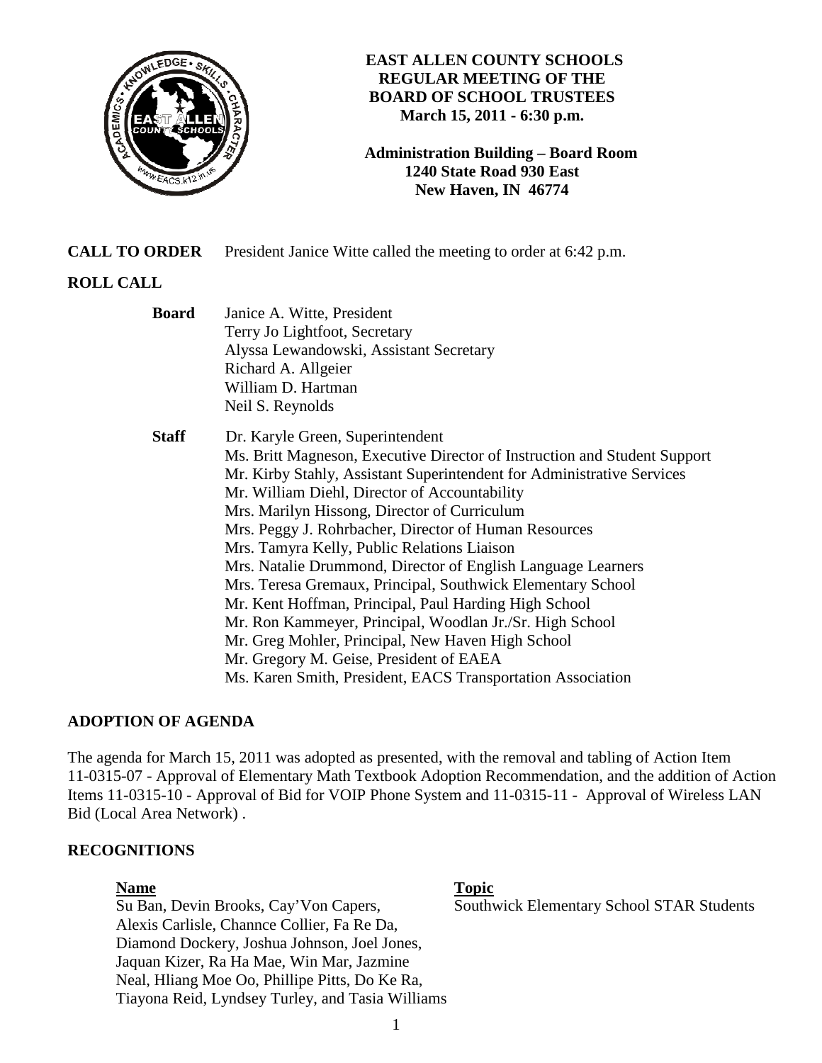# EAST ALLEN COUNTY SCHOOLS
## REGULAR MEETING OF THE BOARD OF SCHOOL TRUSTEES
**March 15, 2011 - 6:30 p.m.**

**Administration Building – Board Room**
**1240 State Road 930 East**
**New Haven, IN 46774**

**CALL TO ORDER** President Janice Witte called the meeting to order at 6:42 p.m.

**ROLL CALL**

**Board**
Janice A. Witte, President
Terry Jo Lightfoot, Secretary
Alyssa Lewandowski, Assistant Secretary
Richard A. Allgeier
William D. Hartman
Neil S. Reynolds

**Staff**
Dr. Karyle Green, Superintendent
Ms. Britt Magneson, Executive Director of Instruction and Student Support
Mr. Kirby Stahly, Assistant Superintendent for Administrative Services
Mr. William Diehl, Director of Accountability
Mrs. Marilyn Hissong, Director of Curriculum
Mrs. Peggy J. Rohrbacher, Director of Human Resources
Mrs. Tamyra Kelly, Public Relations Liaison
Mrs. Natalie Drummond, Director of English Language Learners
Mrs. Teresa Gremaux, Principal, Southwick Elementary School
Mr. Kent Hoffman, Principal, Paul Harding High School
Mr. Ron Kammeyer, Principal, Woodlan Jr./Sr. High School
Mr. Greg Mohler, Principal, New Haven High School
Mr. Gregory M. Geise, President of EAEA
Ms. Karen Smith, President, EACS Transportation Association

## ADOPTION OF AGENDA

The agenda for March 15, 2011 was adopted as presented, with the removal and tabling of Action Item 11-0315-07 - Approval of Elementary Math Textbook Adoption Recommendation, and the addition of Action Items 11-0315-10 - Approval of Bid for VOIP Phone System and 11-0315-11 - Approval of Wireless LAN Bid (Local Area Network) .

## RECOGNITIONS

| Name | Topic |
|---|---|
| Su Ban, Devin Brooks, Cay'Von Capers, Alexis Carlisle, Channce Collier, Fa Re Da, Diamond Dockery, Joshua Johnson, Joel Jones, Jaquan Kizer, Ra Ha Mae, Win Mar, Jazmine Neal, Hliang Moe Oo, Phillipe Pitts, Do Ke Ra, Tiayona Reid, Lyndsey Turley, and Tasia Williams | Southwick Elementary School STAR Students |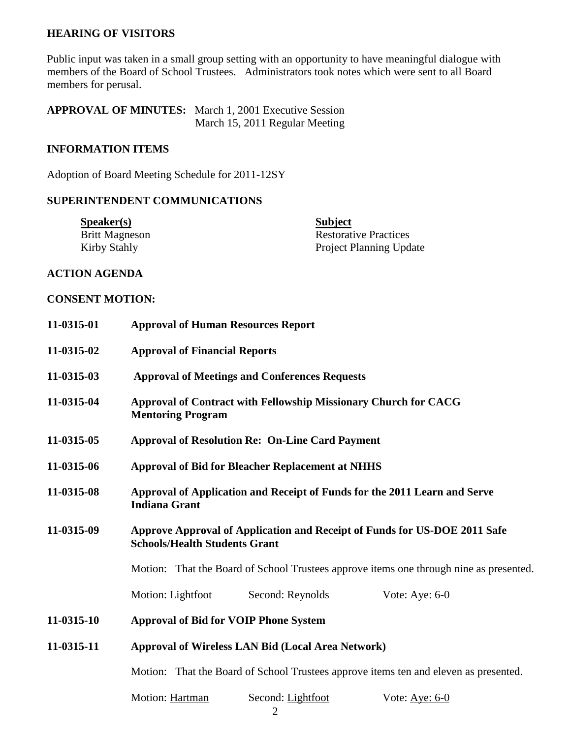## HEARING OF VISITORS

Public input was taken in a small group setting with an opportunity to have meaningful dialogue with members of the Board of School Trustees. Administrators took notes which were sent to all Board members for perusal.

**APPROVAL OF MINUTES:** March 1, 2001 Executive Session
March 15, 2011 Regular Meeting

## INFORMATION ITEMS

Adoption of Board Meeting Schedule for 2011-12SY

## SUPERINTENDENT COMMUNICATIONS

| **Speaker(s)** | **Subject** |
|---|---|
| Britt Magneson | Restorative Practices |
| Kirby Stahly | Project Planning Update |

## ACTION AGENDA

## CONSENT MOTION:

**11-0315-01** **Approval of Human Resources Report**

**11-0315-02** **Approval of Financial Reports**

**11-0315-03** **Approval of Meetings and Conferences Requests**

**11-0315-04** **Approval of Contract with Fellowship Missionary Church for CACG Mentoring Program**

**11-0315-05** **Approval of Resolution Re: On-Line Card Payment**

**11-0315-06** **Approval of Bid for Bleacher Replacement at NHHS**

**11-0315-08** **Approval of Application and Receipt of Funds for the 2011 Learn and Serve Indiana Grant**

**11-0315-09** **Approve Approval of Application and Receipt of Funds for US-DOE 2011 Safe Schools/Health Students Grant**

Motion: That the Board of School Trustees approve items one through nine as presented.

Motion: Lightfoot Second: Reynolds Vote: Aye: 6-0

**11-0315-10** **Approval of Bid for VOIP Phone System**

**11-0315-11** **Approval of Wireless LAN Bid (Local Area Network)**

Motion: That the Board of School Trustees approve items ten and eleven as presented.

Motion: Hartman Second: Lightfoot Vote: Aye: 6-0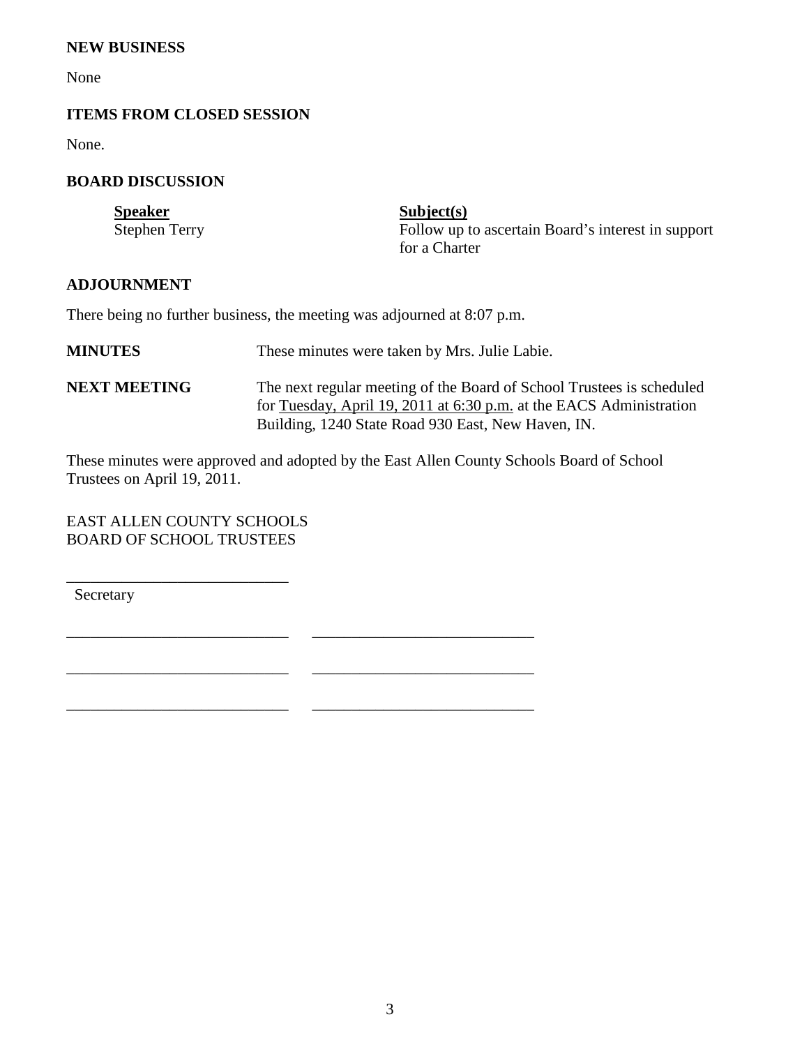**NEW BUSINESS**

None

**ITEMS FROM CLOSED SESSION**

None.

**BOARD DISCUSSION**

| **Speaker** | **Subject(s)** |
|---|---|
| Stephen Terry | Follow up to ascertain Board's interest in support for a Charter |

**ADJOURNMENT**

There being no further business, the meeting was adjourned at 8:07 p.m.

**MINUTES** These minutes were taken by Mrs. Julie Labie.

**NEXT MEETING** The next regular meeting of the Board of School Trustees is scheduled for Tuesday, April 19, 2011 at 6:30 p.m. at the EACS Administration Building, 1240 State Road 930 East, New Haven, IN.

These minutes were approved and adopted by the East Allen County Schools Board of School Trustees on April 19, 2011.

EAST ALLEN COUNTY SCHOOLS
BOARD OF SCHOOL TRUSTEES

\_\_\_\_\_\_\_\_\_\_\_\_\_\_\_\_\_\_\_\_\_\_\_\_\_\_\_\_\_\_
Secretary

\_\_\_\_\_\_\_\_\_\_\_\_\_\_\_\_\_\_\_\_\_\_\_\_\_\_\_\_\_\_ \_\_\_\_\_\_\_\_\_\_\_\_\_\_\_\_\_\_\_\_\_\_\_\_\_\_\_\_\_\_

\_\_\_\_\_\_\_\_\_\_\_\_\_\_\_\_\_\_\_\_\_\_\_\_\_\_\_\_\_\_ \_\_\_\_\_\_\_\_\_\_\_\_\_\_\_\_\_\_\_\_\_\_\_\_\_\_\_\_\_\_

\_\_\_\_\_\_\_\_\_\_\_\_\_\_\_\_\_\_\_\_\_\_\_\_\_\_\_\_\_\_ \_\_\_\_\_\_\_\_\_\_\_\_\_\_\_\_\_\_\_\_\_\_\_\_\_\_\_\_\_\_